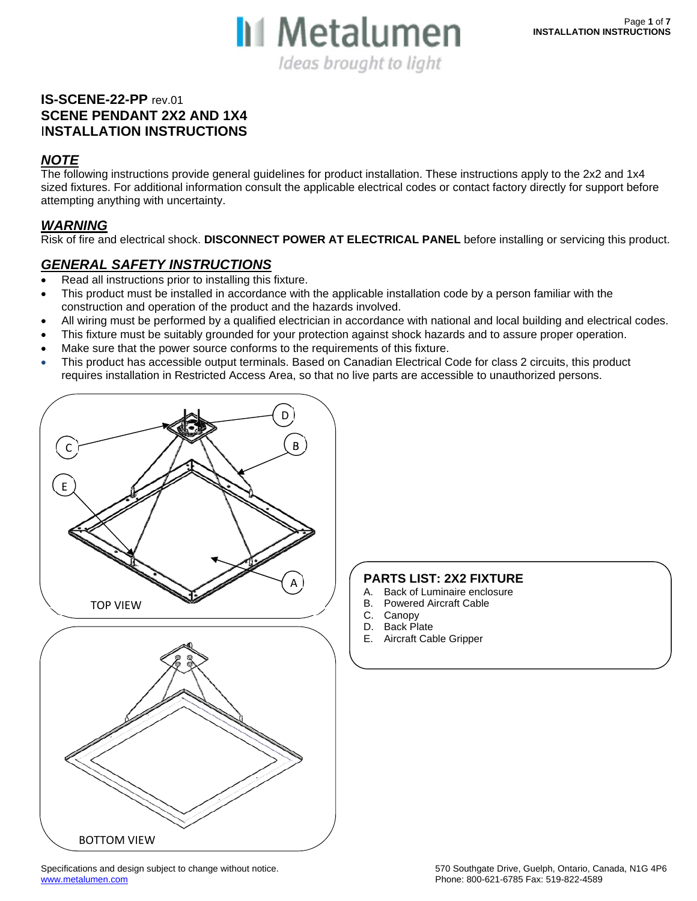# IS-SCENE-22-PP rev.01

## SCENE PENDANT 2X2 AND 1X4

## INSTALLATION INSTRUCTIONS

### *NOTE*

The following instructions provide general guidelines for product installation. These instructions apply to the 2x2 and 1x4 sized fixtures. For additional information consult the applicable electrical codes or contact factory directly for support before attempting anything with uncertainty.

### *WARNING*

Risk of fire and electrical shock. **DISCONNECT POWER AT ELECTRICAL PANEL** before installing or servicing this product.

### *GENERAL SAFETY INSTRUCTIONS*

- Read all instructions prior to installing this fixture.
- This product must be installed in accordance with the applicable installation code by a person familiar with the construction and operation of the product and the hazards involved.
- All wiring must be performed by a qualified electrician in accordance with national and local building and electrical codes.
- This fixture must be suitably grounded for your protection against shock hazards and to assure proper operation.
- Make sure that the power source conforms to the requirements of this fixture.
- This product has accessible output terminals. Based on Canadian Electrical Code for class 2 circuits, this product requires installation in Restricted Access Area, so that no live parts are accessible to unauthorized persons.

TOP VIEW

BOTTOM VIEW

**PARTS LIST: 2X2 FIXTURE**

A. Back of Luminaire enclosure
B. Powered Aircraft Cable
C. Canopy
D. Back Plate
E. Aircraft Cable Gripper

Specifications and design subject to change without notice.
www.metalumen.com

570 Southgate Drive, Guelph, Ontario, Canada, N1G 4P6
Phone: 800-621-6785 Fax: 519-822-4589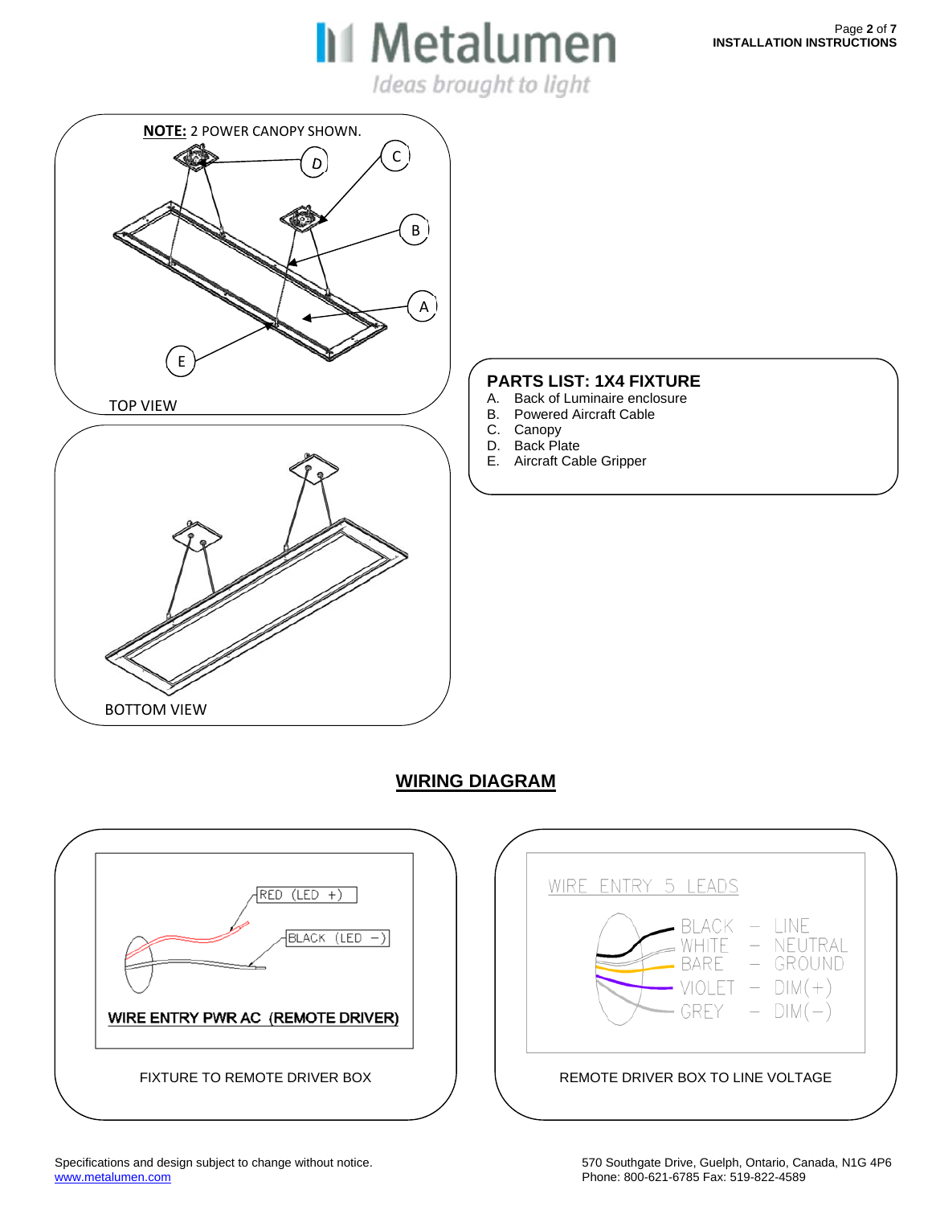**NOTE:** 2 POWER CANOPY SHOWN.

TOP VIEW

BOTTOM VIEW

## PARTS LIST: 1X4 FIXTURE

A. Back of Luminaire enclosure
B. Powered Aircraft Cable
C. Canopy
D. Back Plate
E. Aircraft Cable Gripper

## WIRING DIAGRAM

RED (LED +)
BLACK (LED −)

WIRE ENTRY PWR AC (REMOTE DRIVER)

FIXTURE TO REMOTE DRIVER BOX

WIRE ENTRY 5 LEADS

BLACK – LINE
WHITE – NEUTRAL
BARE – GROUND
VIOLET – DIM(+)
GREY – DIM(−)

REMOTE DRIVER BOX TO LINE VOLTAGE

Specifications and design subject to change without notice.
www.metalumen.com

570 Southgate Drive, Guelph, Ontario, Canada, N1G 4P6
Phone: 800-621-6785 Fax: 519-822-4589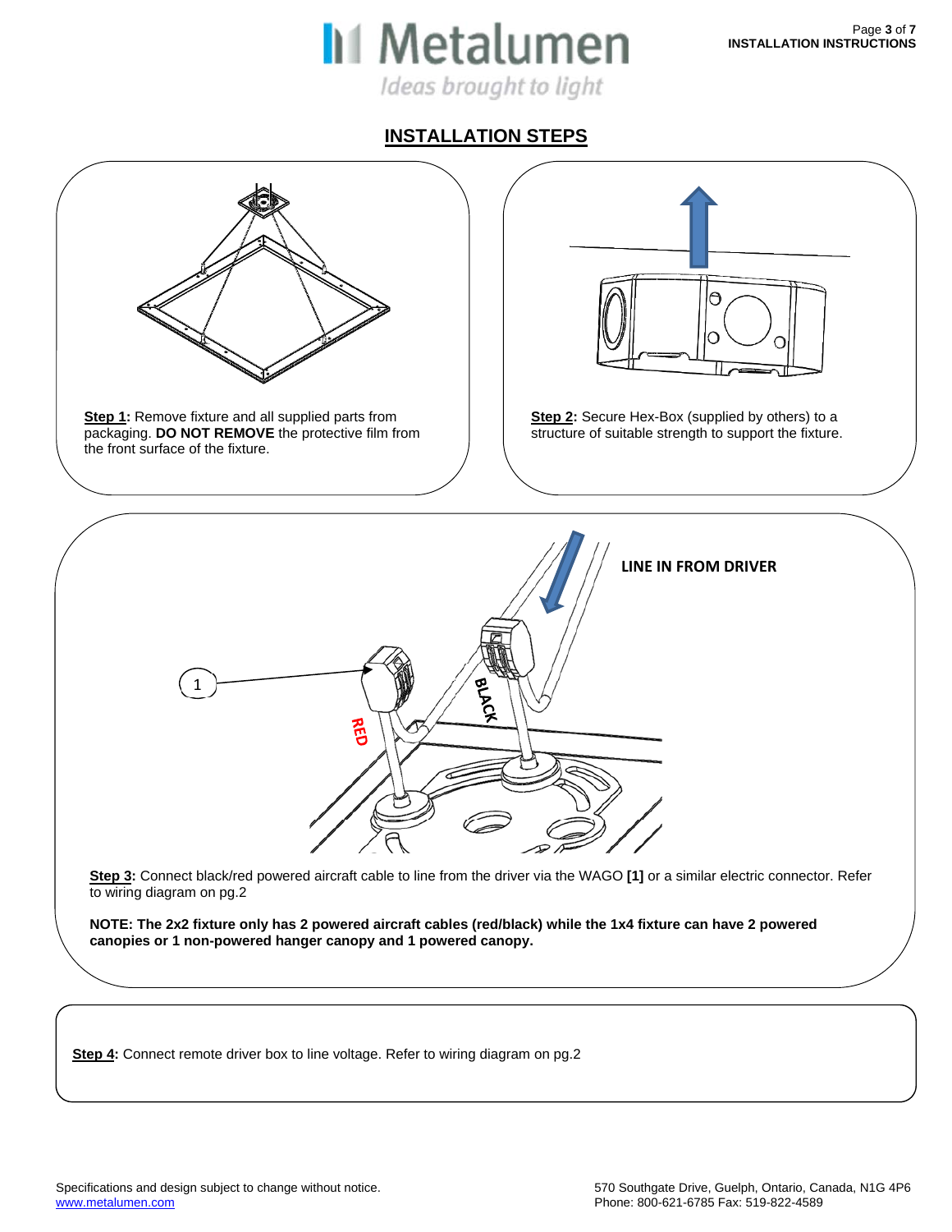## INSTALLATION STEPS

**Step 1:** Remove fixture and all supplied parts from packaging. **DO NOT REMOVE** the protective film from the front surface of the fixture.

**Step 2:** Secure Hex-Box (supplied by others) to a structure of suitable strength to support the fixture.

LINE IN FROM DRIVER

1

RED

BLACK

**Step 3:** Connect black/red powered aircraft cable to line from the driver via the WAGO **[1]** or a similar electric connector. Refer to wiring diagram on pg.2

**NOTE: The 2x2 fixture only has 2 powered aircraft cables (red/black) while the 1x4 fixture can have 2 powered canopies or 1 non-powered hanger canopy and 1 powered canopy.**

**Step 4:** Connect remote driver box to line voltage. Refer to wiring diagram on pg.2

Specifications and design subject to change without notice.
www.metalumen.com

570 Southgate Drive, Guelph, Ontario, Canada, N1G 4P6
Phone: 800-621-6785 Fax: 519-822-4589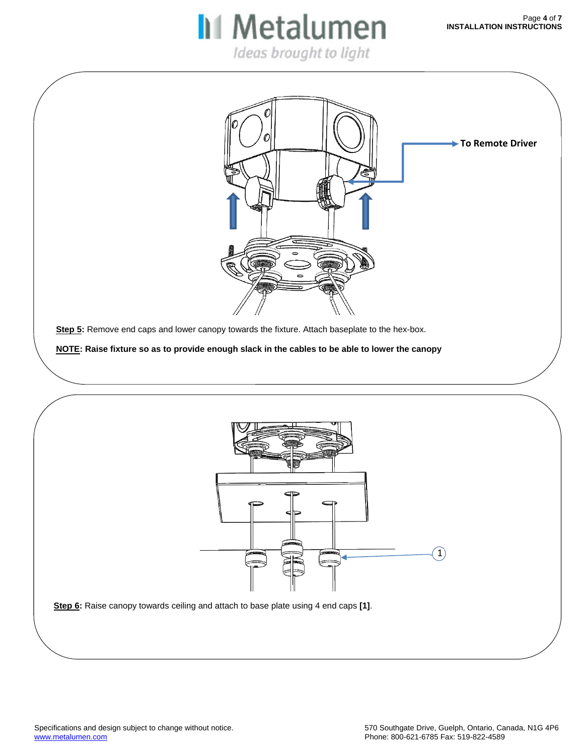To Remote Driver

**Step 5:** Remove end caps and lower canopy towards the fixture. Attach baseplate to the hex-box.

**NOTE: Raise fixture so as to provide enough slack in the cables to be able to lower the canopy**

1

**Step 6:** Raise canopy towards ceiling and attach to base plate using 4 end caps **[1]**.

Specifications and design subject to change without notice.
www.metalumen.com

570 Southgate Drive, Guelph, Ontario, Canada, N1G 4P6
Phone: 800-621-6785 Fax: 519-822-4589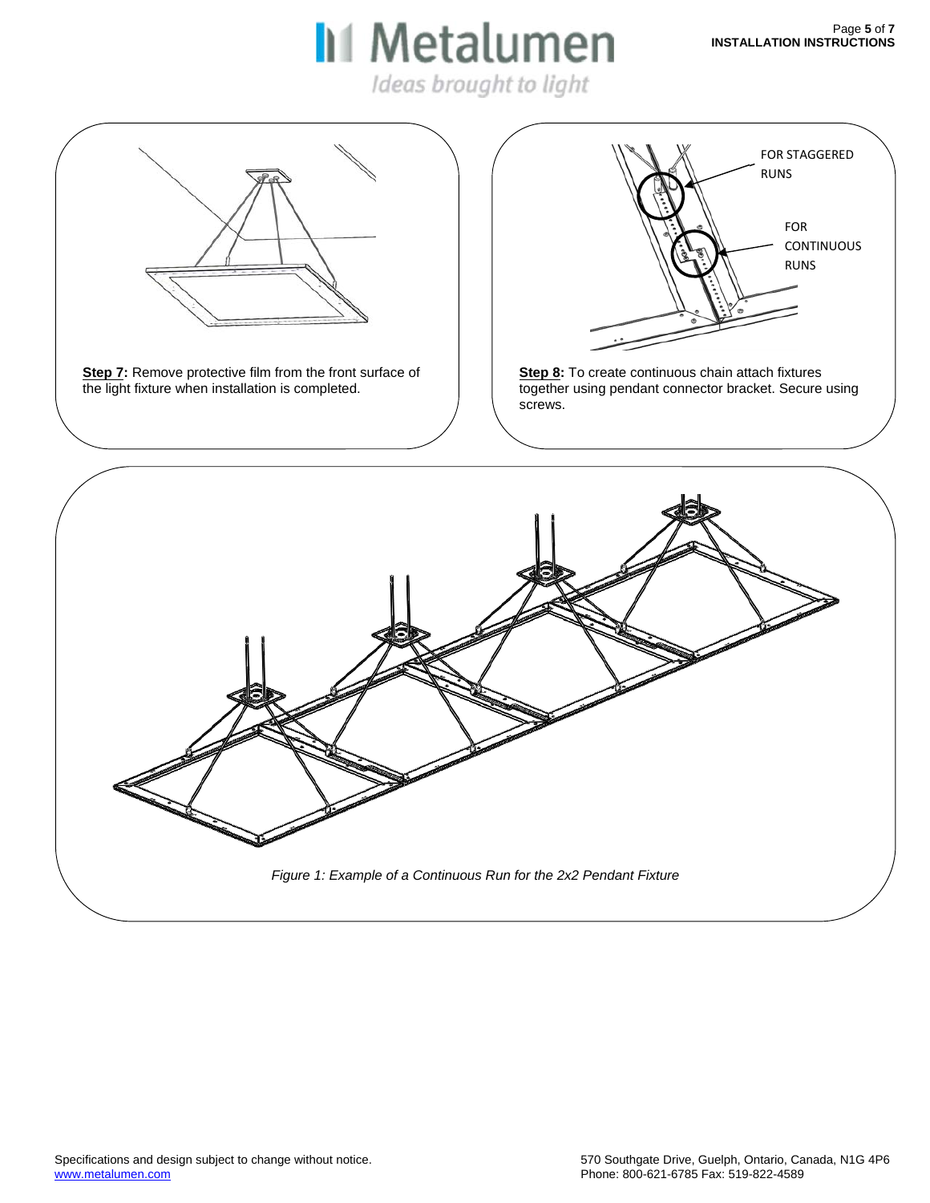**Step 7:** Remove protective film from the front surface of the light fixture when installation is completed.

FOR STAGGERED RUNS

FOR CONTINUOUS RUNS

**Step 8:** To create continuous chain attach fixtures together using pendant connector bracket. Secure using screws.

*Figure 1: Example of a Continuous Run for the 2x2 Pendant Fixture*

Specifications and design subject to change without notice.
www.metalumen.com

570 Southgate Drive, Guelph, Ontario, Canada, N1G 4P6
Phone: 800-621-6785 Fax: 519-822-4589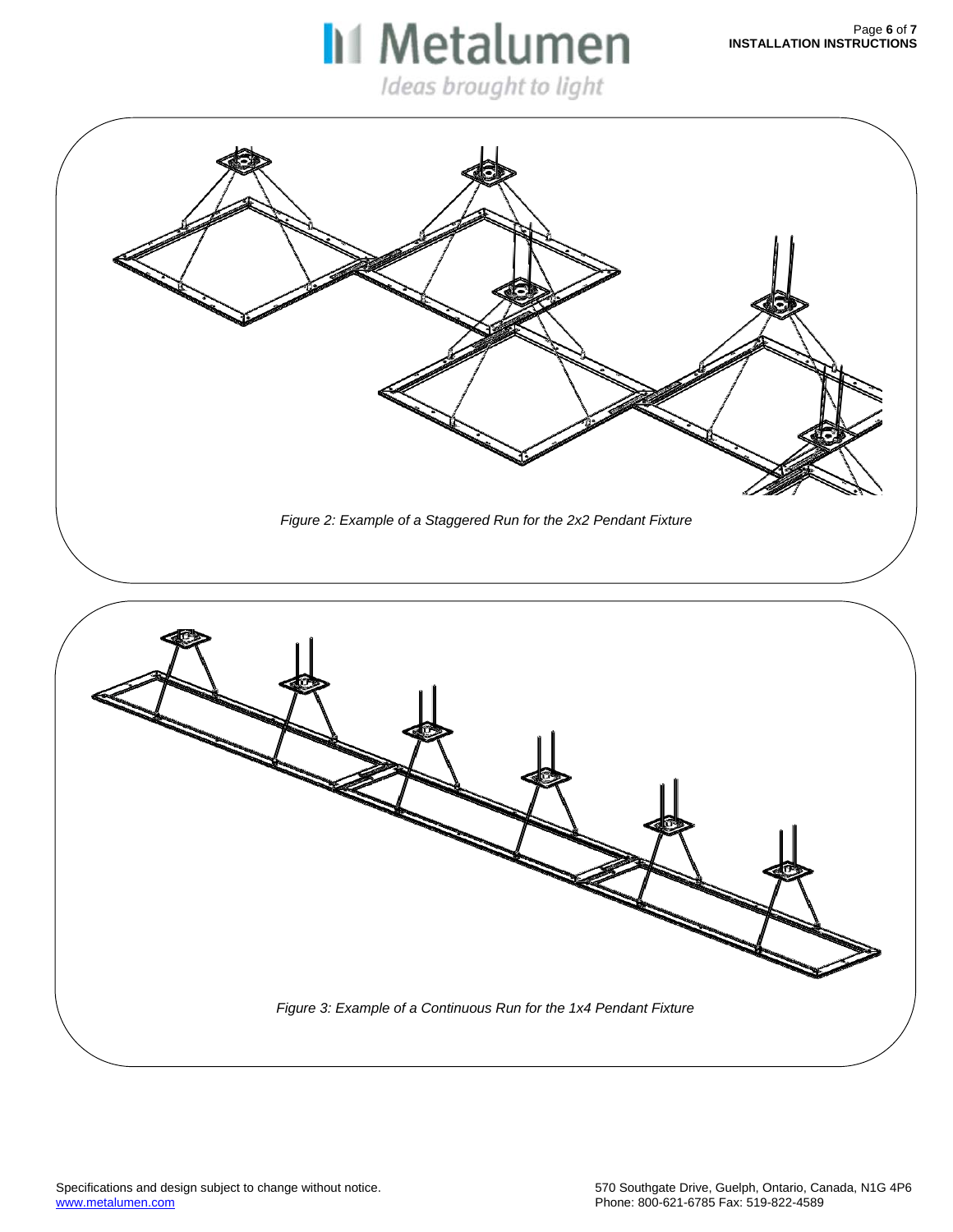*Figure 2: Example of a Staggered Run for the 2x2 Pendant Fixture*

*Figure 3: Example of a Continuous Run for the 1x4 Pendant Fixture*

Specifications and design subject to change without notice.
www.metalumen.com

570 Southgate Drive, Guelph, Ontario, Canada, N1G 4P6
Phone: 800-621-6785 Fax: 519-822-4589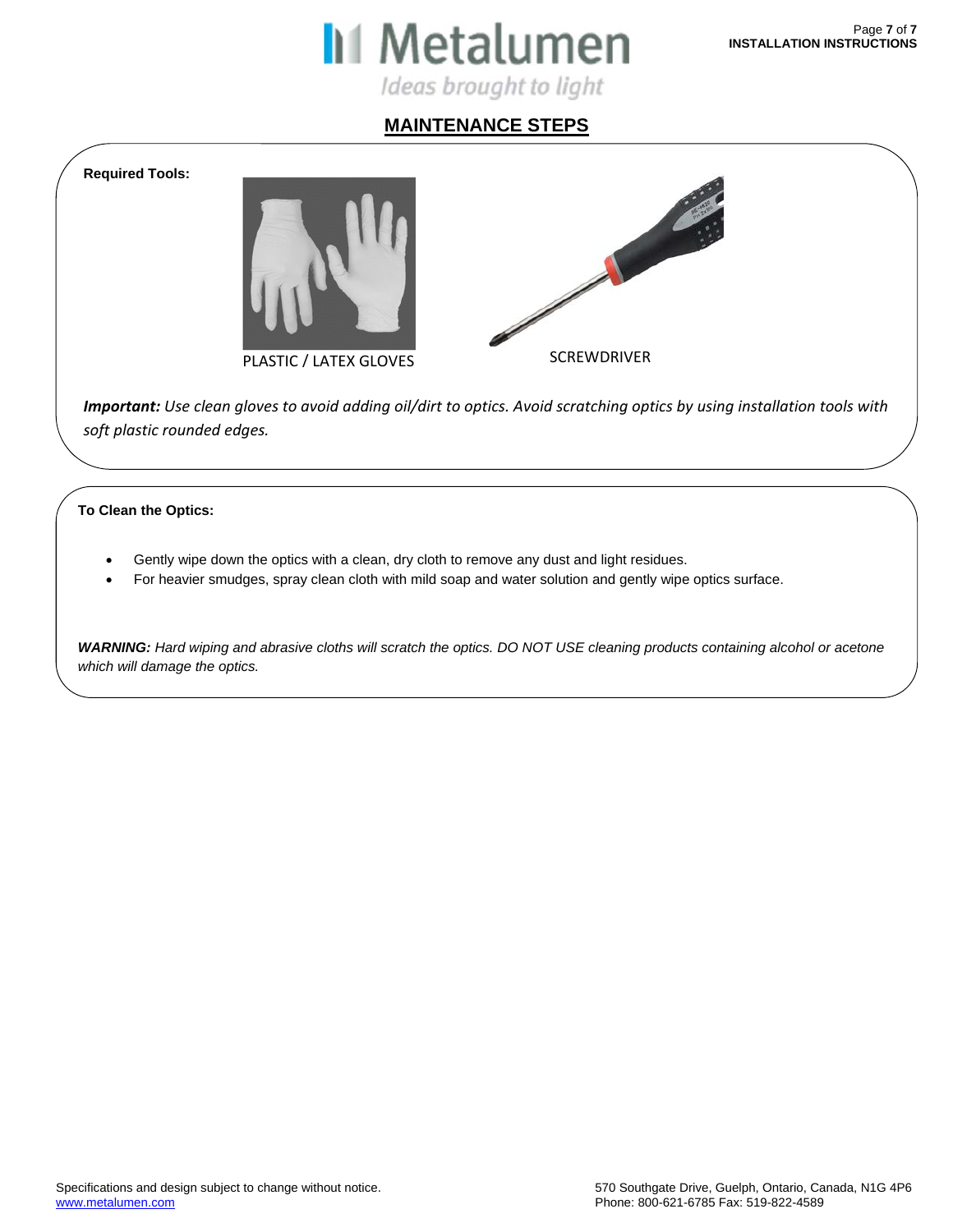## MAINTENANCE STEPS

**Required Tools:**

PLASTIC / LATEX GLOVES

SCREWDRIVER

***Important:*** *Use clean gloves to avoid adding oil/dirt to optics. Avoid scratching optics by using installation tools with soft plastic rounded edges.*

**To Clean the Optics:**

- Gently wipe down the optics with a clean, dry cloth to remove any dust and light residues.
- For heavier smudges, spray clean cloth with mild soap and water solution and gently wipe optics surface.

***WARNING:*** *Hard wiping and abrasive cloths will scratch the optics. DO NOT USE cleaning products containing alcohol or acetone which will damage the optics.*

Specifications and design subject to change without notice.
www.metalumen.com

570 Southgate Drive, Guelph, Ontario, Canada, N1G 4P6
Phone: 800-621-6785 Fax: 519-822-4589